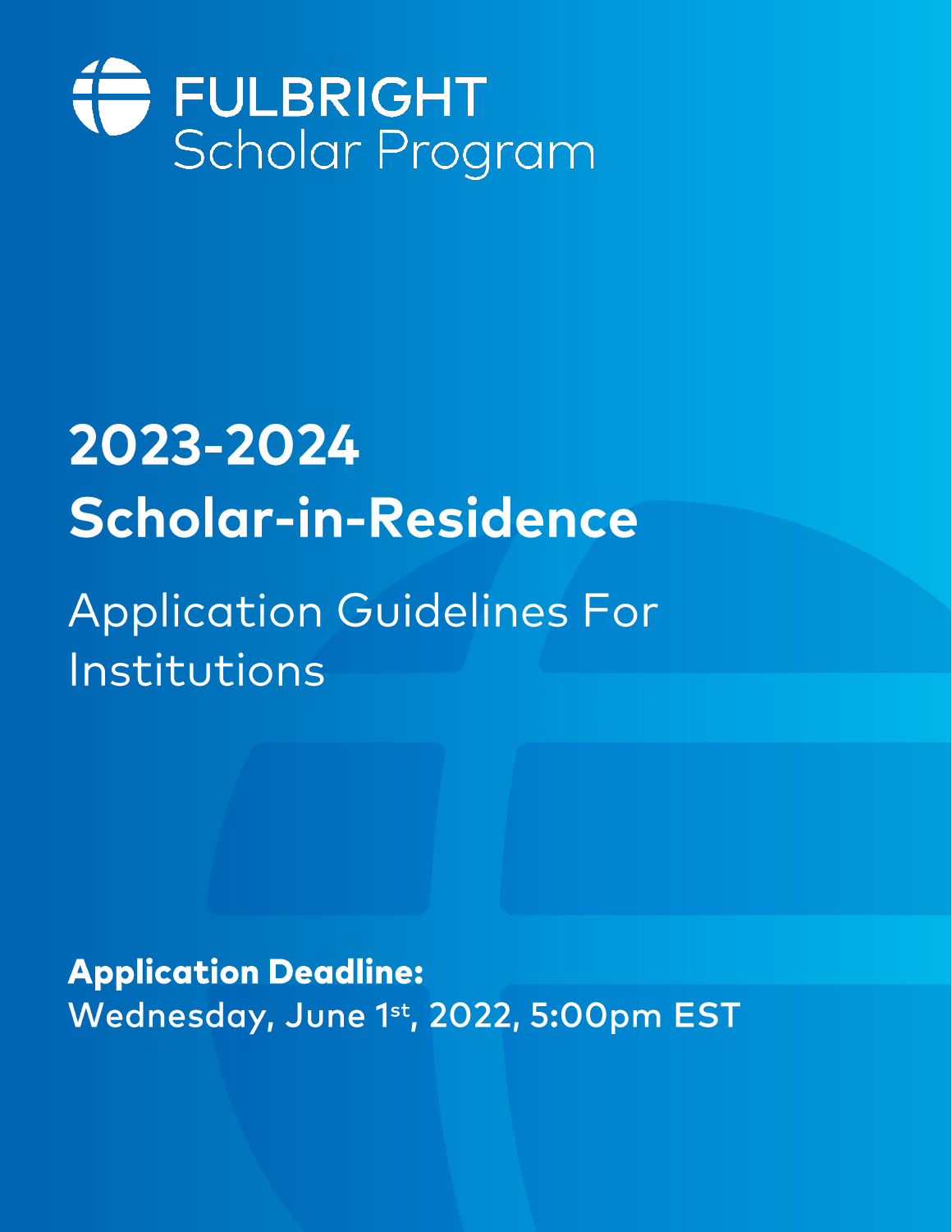# FULBRIGHT
Scholar Program

# 2023-2024 Scholar-in-Residence

## Application Guidelines For Institutions

**Application Deadline:**
Wednesday, June 1st, 2022, 5:00pm EST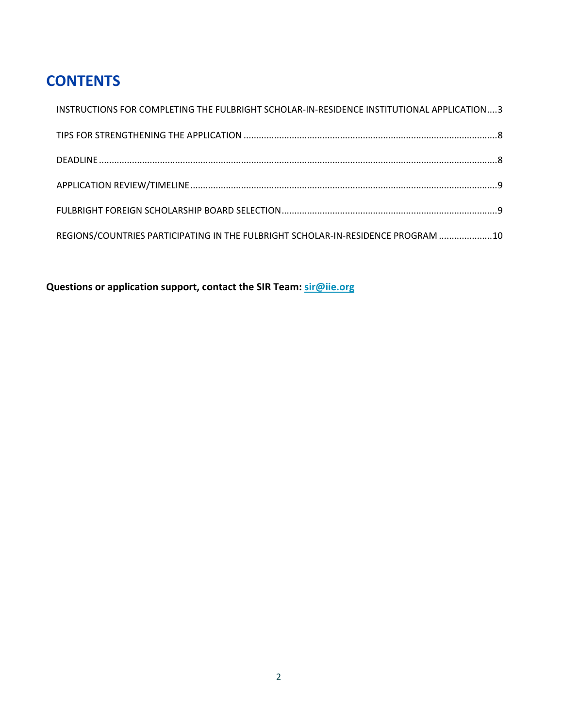# CONTENTS

INSTRUCTIONS FOR COMPLETING THE FULBRIGHT SCHOLAR-IN-RESIDENCE INSTITUTIONAL APPLICATION....3

TIPS FOR STRENGTHENING THE APPLICATION ....8

DEADLINE ....8

APPLICATION REVIEW/TIMELINE ....9

FULBRIGHT FOREIGN SCHOLARSHIP BOARD SELECTION ....9

REGIONS/COUNTRIES PARTICIPATING IN THE FULBRIGHT SCHOLAR-IN-RESIDENCE PROGRAM ....10

**Questions or application support, contact the SIR Team: sir@iie.org**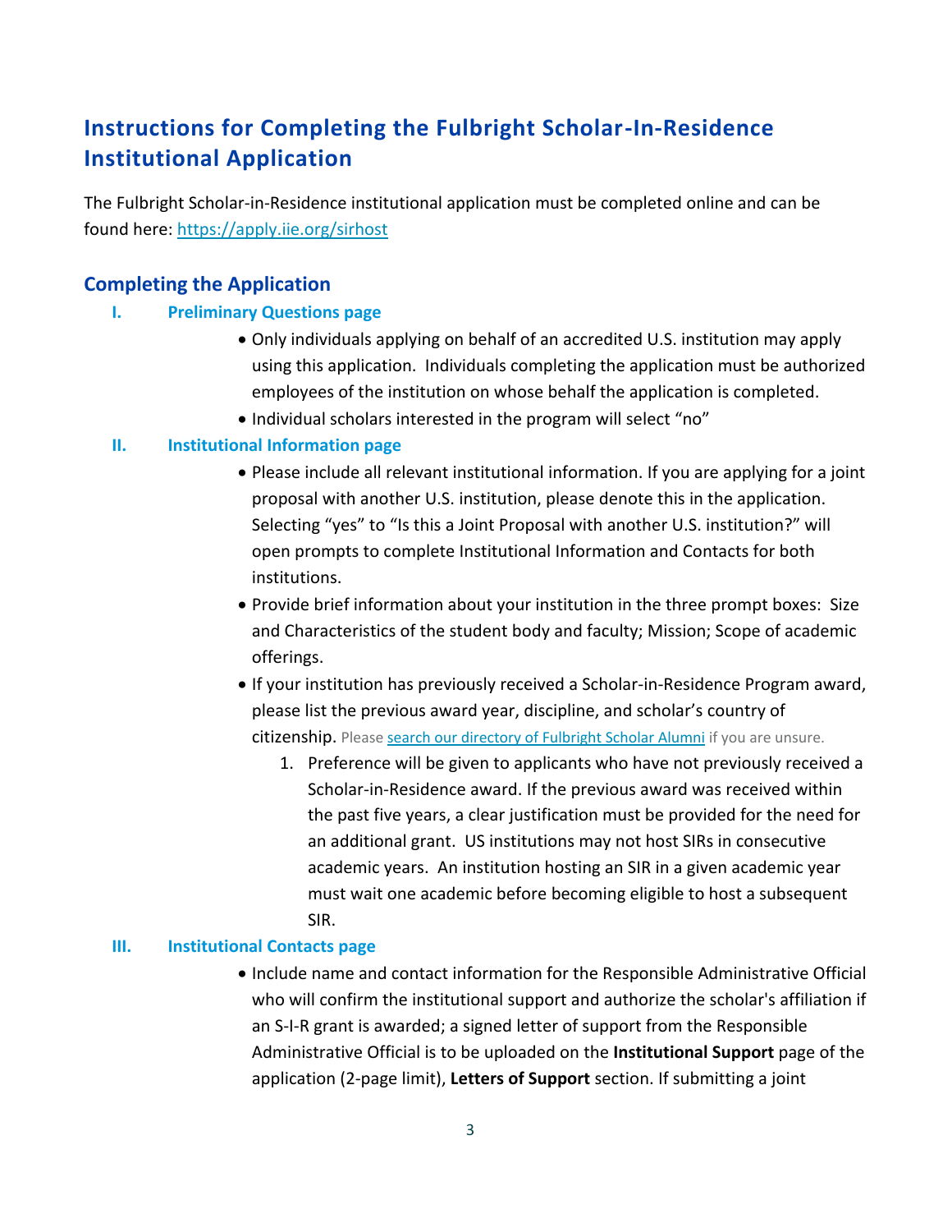## Instructions for Completing the Fulbright Scholar-In-Residence Institutional Application

The Fulbright Scholar-in-Residence institutional application must be completed online and can be found here: [https://apply.iie.org/sirhost](https://apply.iie.org/sirhost)

### Completing the Application

#### I. Preliminary Questions page

- Only individuals applying on behalf of an accredited U.S. institution may apply using this application. Individuals completing the application must be authorized employees of the institution on whose behalf the application is completed.
- Individual scholars interested in the program will select "no"

#### II. Institutional Information page

- Please include all relevant institutional information. If you are applying for a joint proposal with another U.S. institution, please denote this in the application. Selecting "yes" to "Is this a Joint Proposal with another U.S. institution?" will open prompts to complete Institutional Information and Contacts for both institutions.
- Provide brief information about your institution in the three prompt boxes: Size and Characteristics of the student body and faculty; Mission; Scope of academic offerings.
- If your institution has previously received a Scholar-in-Residence Program award, please list the previous award year, discipline, and scholar's country of citizenship. Please search our directory of Fulbright Scholar Alumni if you are unsure.
  1. Preference will be given to applicants who have not previously received a Scholar-in-Residence award. If the previous award was received within the past five years, a clear justification must be provided for the need for an additional grant. US institutions may not host SIRs in consecutive academic years. An institution hosting an SIR in a given academic year must wait one academic before becoming eligible to host a subsequent SIR.

#### III. Institutional Contacts page

- Include name and contact information for the Responsible Administrative Official who will confirm the institutional support and authorize the scholar's affiliation if an S-I-R grant is awarded; a signed letter of support from the Responsible Administrative Official is to be uploaded on the **Institutional Support** page of the application (2-page limit), **Letters of Support** section. If submitting a joint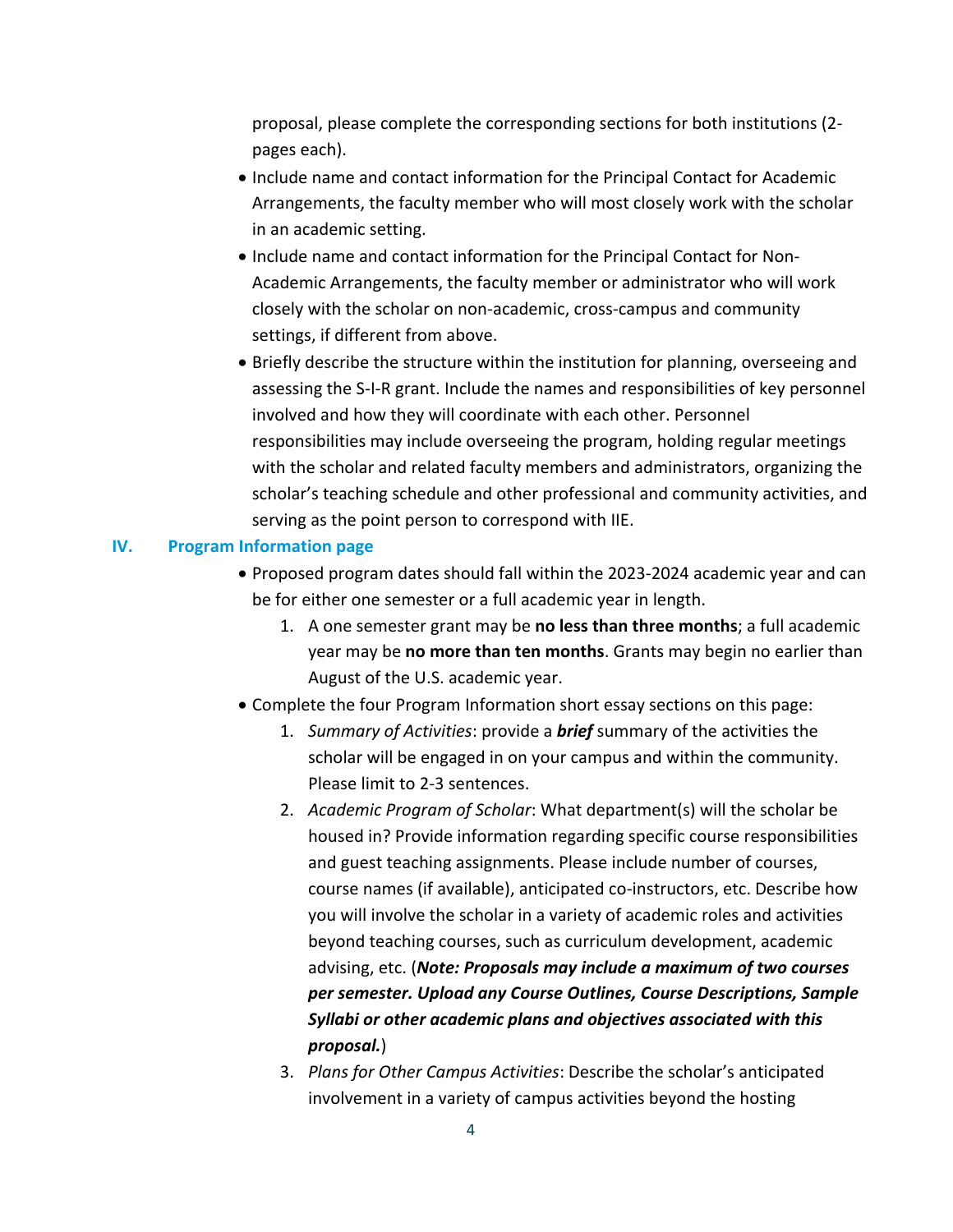proposal, please complete the corresponding sections for both institutions (2-pages each).

- Include name and contact information for the Principal Contact for Academic Arrangements, the faculty member who will most closely work with the scholar in an academic setting.
- Include name and contact information for the Principal Contact for Non-Academic Arrangements, the faculty member or administrator who will work closely with the scholar on non-academic, cross-campus and community settings, if different from above.
- Briefly describe the structure within the institution for planning, overseeing and assessing the S-I-R grant. Include the names and responsibilities of key personnel involved and how they will coordinate with each other. Personnel responsibilities may include overseeing the program, holding regular meetings with the scholar and related faculty members and administrators, organizing the scholar's teaching schedule and other professional and community activities, and serving as the point person to correspond with IIE.

## IV. Program Information page

- Proposed program dates should fall within the 2023-2024 academic year and can be for either one semester or a full academic year in length.
    1. A one semester grant may be **no less than three months**; a full academic year may be **no more than ten months**. Grants may begin no earlier than August of the U.S. academic year.
- Complete the four Program Information short essay sections on this page:
    1. *Summary of Activities*: provide a ***brief*** summary of the activities the scholar will be engaged in on your campus and within the community. Please limit to 2-3 sentences.
    2. *Academic Program of Scholar*: What department(s) will the scholar be housed in? Provide information regarding specific course responsibilities and guest teaching assignments. Please include number of courses, course names (if available), anticipated co-instructors, etc. Describe how you will involve the scholar in a variety of academic roles and activities beyond teaching courses, such as curriculum development, academic advising, etc. (***Note: Proposals may include a maximum of two courses per semester. Upload any Course Outlines, Course Descriptions, Sample Syllabi or other academic plans and objectives associated with this proposal.***)
    3. *Plans for Other Campus Activities*: Describe the scholar's anticipated involvement in a variety of campus activities beyond the hosting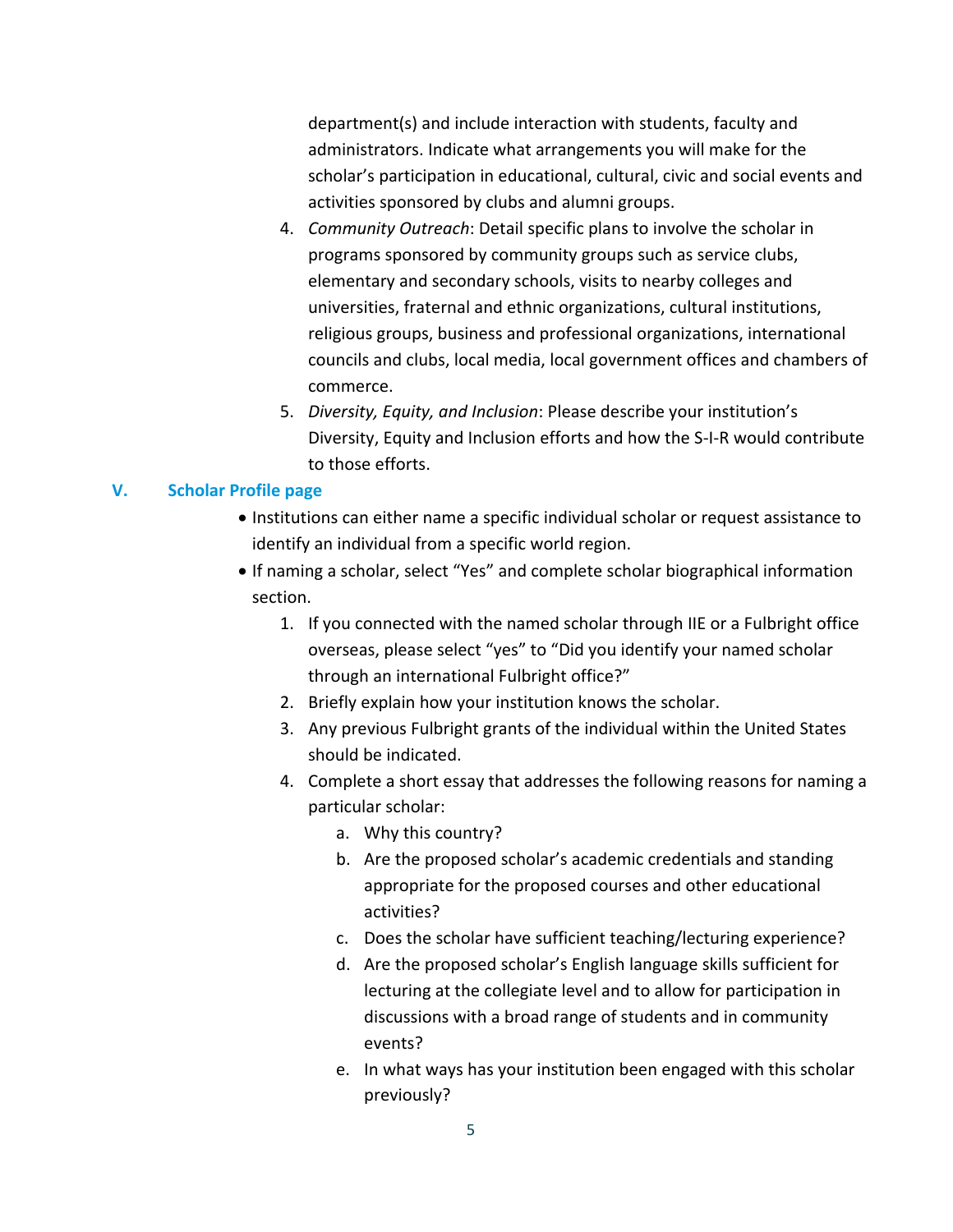department(s) and include interaction with students, faculty and administrators. Indicate what arrangements you will make for the scholar's participation in educational, cultural, civic and social events and activities sponsored by clubs and alumni groups.

4. *Community Outreach*: Detail specific plans to involve the scholar in programs sponsored by community groups such as service clubs, elementary and secondary schools, visits to nearby colleges and universities, fraternal and ethnic organizations, cultural institutions, religious groups, business and professional organizations, international councils and clubs, local media, local government offices and chambers of commerce.
5. *Diversity, Equity, and Inclusion*: Please describe your institution's Diversity, Equity and Inclusion efforts and how the S-I-R would contribute to those efforts.

## V. Scholar Profile page

- Institutions can either name a specific individual scholar or request assistance to identify an individual from a specific world region.
- If naming a scholar, select "Yes" and complete scholar biographical information section.
  1. If you connected with the named scholar through IIE or a Fulbright office overseas, please select "yes" to "Did you identify your named scholar through an international Fulbright office?"
  2. Briefly explain how your institution knows the scholar.
  3. Any previous Fulbright grants of the individual within the United States should be indicated.
  4. Complete a short essay that addresses the following reasons for naming a particular scholar:
     a. Why this country?
     b. Are the proposed scholar's academic credentials and standing appropriate for the proposed courses and other educational activities?
     c. Does the scholar have sufficient teaching/lecturing experience?
     d. Are the proposed scholar's English language skills sufficient for lecturing at the collegiate level and to allow for participation in discussions with a broad range of students and in community events?
     e. In what ways has your institution been engaged with this scholar previously?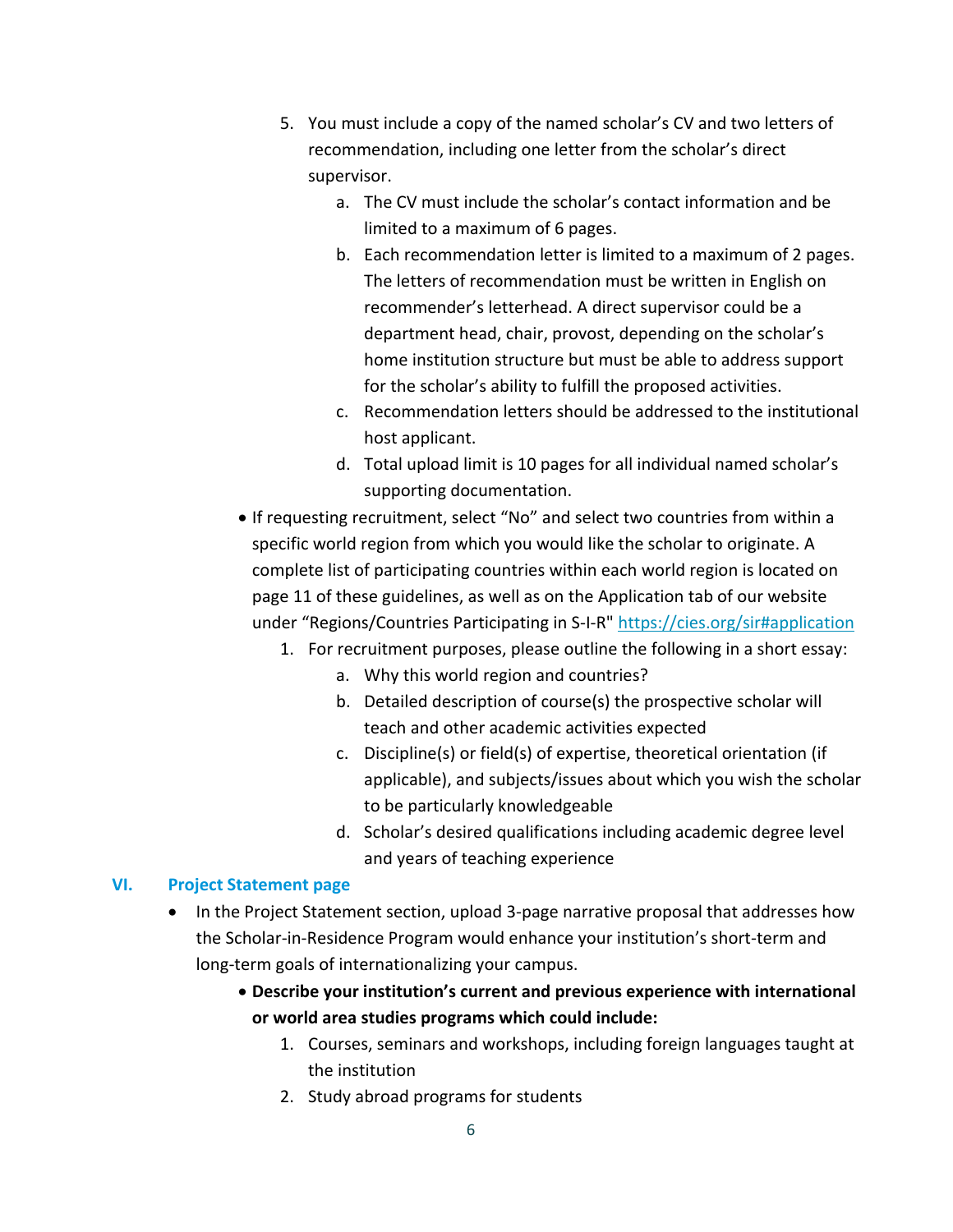5. You must include a copy of the named scholar's CV and two letters of recommendation, including one letter from the scholar's direct supervisor.
    a. The CV must include the scholar's contact information and be limited to a maximum of 6 pages.
    b. Each recommendation letter is limited to a maximum of 2 pages. The letters of recommendation must be written in English on recommender's letterhead. A direct supervisor could be a department head, chair, provost, depending on the scholar's home institution structure but must be able to address support for the scholar's ability to fulfill the proposed activities.
    c. Recommendation letters should be addressed to the institutional host applicant.
    d. Total upload limit is 10 pages for all individual named scholar's supporting documentation.

- If requesting recruitment, select "No" and select two countries from within a specific world region from which you would like the scholar to originate. A complete list of participating countries within each world region is located on page 11 of these guidelines, as well as on the Application tab of our website under "Regions/Countries Participating in S-I-R" https://cies.org/sir#application
    1. For recruitment purposes, please outline the following in a short essay:
        a. Why this world region and countries?
        b. Detailed description of course(s) the prospective scholar will teach and other academic activities expected
        c. Discipline(s) or field(s) of expertise, theoretical orientation (if applicable), and subjects/issues about which you wish the scholar to be particularly knowledgeable
        d. Scholar's desired qualifications including academic degree level and years of teaching experience

## VI. Project Statement page

- In the Project Statement section, upload 3-page narrative proposal that addresses how the Scholar-in-Residence Program would enhance your institution's short-term and long-term goals of internationalizing your campus.
    - **Describe your institution's current and previous experience with international or world area studies programs which could include:**
        1. Courses, seminars and workshops, including foreign languages taught at the institution
        2. Study abroad programs for students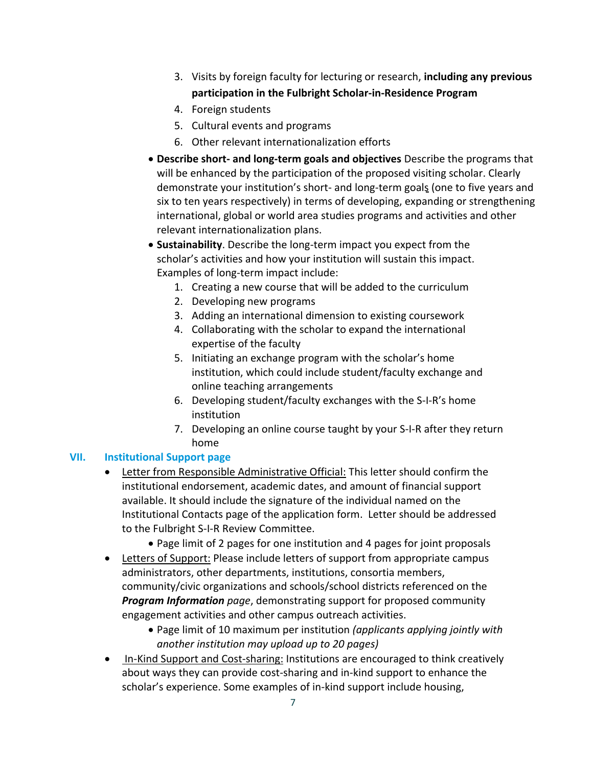3. Visits by foreign faculty for lecturing or research, **including any previous participation in the Fulbright Scholar-in-Residence Program**
4. Foreign students
5. Cultural events and programs
6. Other relevant internationalization efforts

- **Describe short- and long-term goals and objectives** Describe the programs that will be enhanced by the participation of the proposed visiting scholar. Clearly demonstrate your institution's short- and long-term goals (one to five years and six to ten years respectively) in terms of developing, expanding or strengthening international, global or world area studies programs and activities and other relevant internationalization plans.
- **Sustainability**. Describe the long-term impact you expect from the scholar's activities and how your institution will sustain this impact. Examples of long-term impact include:
    1. Creating a new course that will be added to the curriculum
    2. Developing new programs
    3. Adding an international dimension to existing coursework
    4. Collaborating with the scholar to expand the international expertise of the faculty
    5. Initiating an exchange program with the scholar's home institution, which could include student/faculty exchange and online teaching arrangements
    6. Developing student/faculty exchanges with the S-I-R's home institution
    7. Developing an online course taught by your S-I-R after they return home

## VII. Institutional Support page

- Letter from Responsible Administrative Official: This letter should confirm the institutional endorsement, academic dates, and amount of financial support available. It should include the signature of the individual named on the Institutional Contacts page of the application form. Letter should be addressed to the Fulbright S-I-R Review Committee.
    - Page limit of 2 pages for one institution and 4 pages for joint proposals
- Letters of Support: Please include letters of support from appropriate campus administrators, other departments, institutions, consortia members, community/civic organizations and schools/school districts referenced on the ***Program Information*** *page*, demonstrating support for proposed community engagement activities and other campus outreach activities.
    - Page limit of 10 maximum per institution *(applicants applying jointly with another institution may upload up to 20 pages)*
- In-Kind Support and Cost-sharing: Institutions are encouraged to think creatively about ways they can provide cost-sharing and in-kind support to enhance the scholar's experience. Some examples of in-kind support include housing,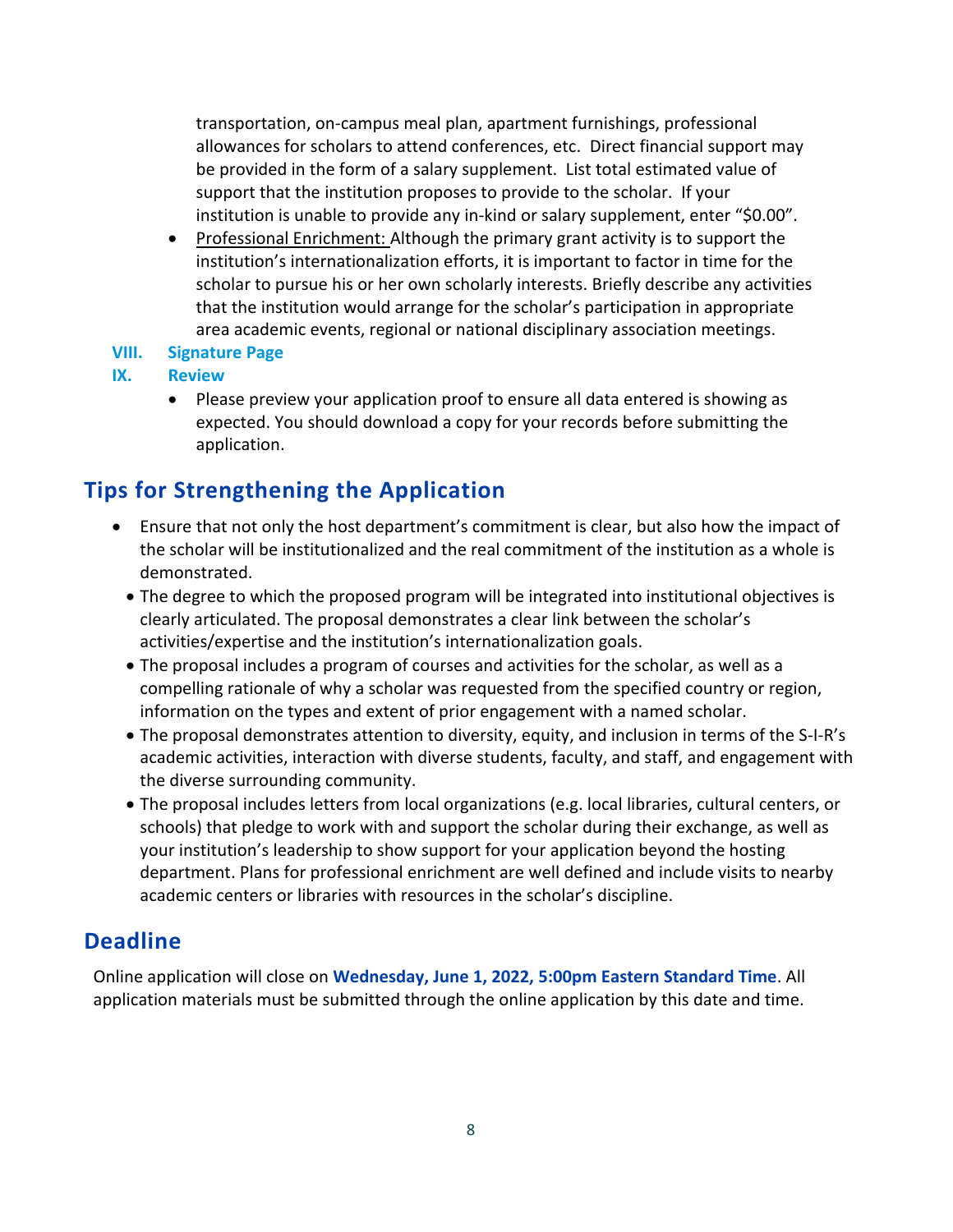transportation, on-campus meal plan, apartment furnishings, professional allowances for scholars to attend conferences, etc. Direct financial support may be provided in the form of a salary supplement. List total estimated value of support that the institution proposes to provide to the scholar. If your institution is unable to provide any in-kind or salary supplement, enter "$0.00".

- Professional Enrichment: Although the primary grant activity is to support the institution's internationalization efforts, it is important to factor in time for the scholar to pursue his or her own scholarly interests. Briefly describe any activities that the institution would arrange for the scholar's participation in appropriate area academic events, regional or national disciplinary association meetings.

### VIII. Signature Page

### IX. Review

- Please preview your application proof to ensure all data entered is showing as expected. You should download a copy for your records before submitting the application.

## Tips for Strengthening the Application

- Ensure that not only the host department's commitment is clear, but also how the impact of the scholar will be institutionalized and the real commitment of the institution as a whole is demonstrated.
- The degree to which the proposed program will be integrated into institutional objectives is clearly articulated. The proposal demonstrates a clear link between the scholar's activities/expertise and the institution's internationalization goals.
- The proposal includes a program of courses and activities for the scholar, as well as a compelling rationale of why a scholar was requested from the specified country or region, information on the types and extent of prior engagement with a named scholar.
- The proposal demonstrates attention to diversity, equity, and inclusion in terms of the S-I-R's academic activities, interaction with diverse students, faculty, and staff, and engagement with the diverse surrounding community.
- The proposal includes letters from local organizations (e.g. local libraries, cultural centers, or schools) that pledge to work with and support the scholar during their exchange, as well as your institution's leadership to show support for your application beyond the hosting department. Plans for professional enrichment are well defined and include visits to nearby academic centers or libraries with resources in the scholar's discipline.

## Deadline

Online application will close on **Wednesday, June 1, 2022, 5:00pm Eastern Standard Time**. All application materials must be submitted through the online application by this date and time.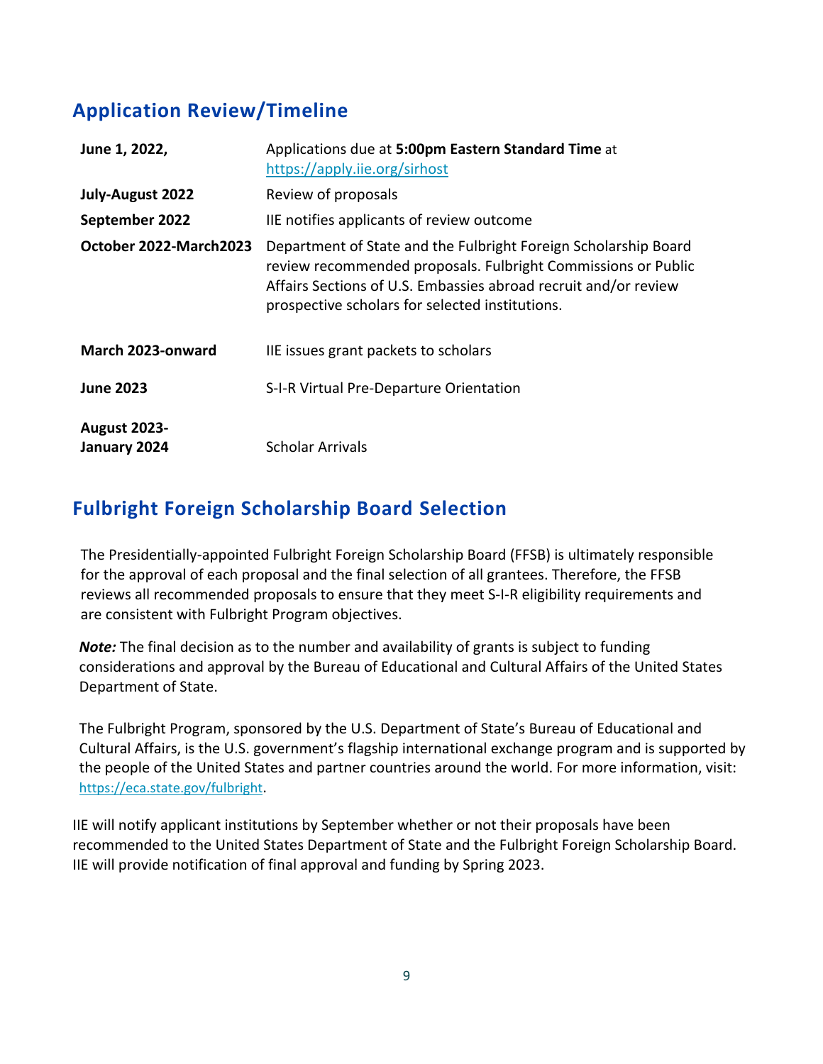## Application Review/Timeline

| | |
|---|---|
| **June 1, 2022,** | Applications due at **5:00pm Eastern Standard Time** at https://apply.iie.org/sirhost |
| **July-August 2022** | Review of proposals |
| **September 2022** | IIE notifies applicants of review outcome |
| **October 2022-March2023** | Department of State and the Fulbright Foreign Scholarship Board review recommended proposals. Fulbright Commissions or Public Affairs Sections of U.S. Embassies abroad recruit and/or review prospective scholars for selected institutions. |
| **March 2023-onward** | IIE issues grant packets to scholars |
| **June 2023** | S-I-R Virtual Pre-Departure Orientation |
| **August 2023-January 2024** | Scholar Arrivals |

## Fulbright Foreign Scholarship Board Selection

The Presidentially-appointed Fulbright Foreign Scholarship Board (FFSB) is ultimately responsible for the approval of each proposal and the final selection of all grantees. Therefore, the FFSB reviews all recommended proposals to ensure that they meet S-I-R eligibility requirements and are consistent with Fulbright Program objectives.

***Note:*** The final decision as to the number and availability of grants is subject to funding considerations and approval by the Bureau of Educational and Cultural Affairs of the United States Department of State.

The Fulbright Program, sponsored by the U.S. Department of State's Bureau of Educational and Cultural Affairs, is the U.S. government's flagship international exchange program and is supported by the people of the United States and partner countries around the world. For more information, visit: https://eca.state.gov/fulbright.

IIE will notify applicant institutions by September whether or not their proposals have been recommended to the United States Department of State and the Fulbright Foreign Scholarship Board. IIE will provide notification of final approval and funding by Spring 2023.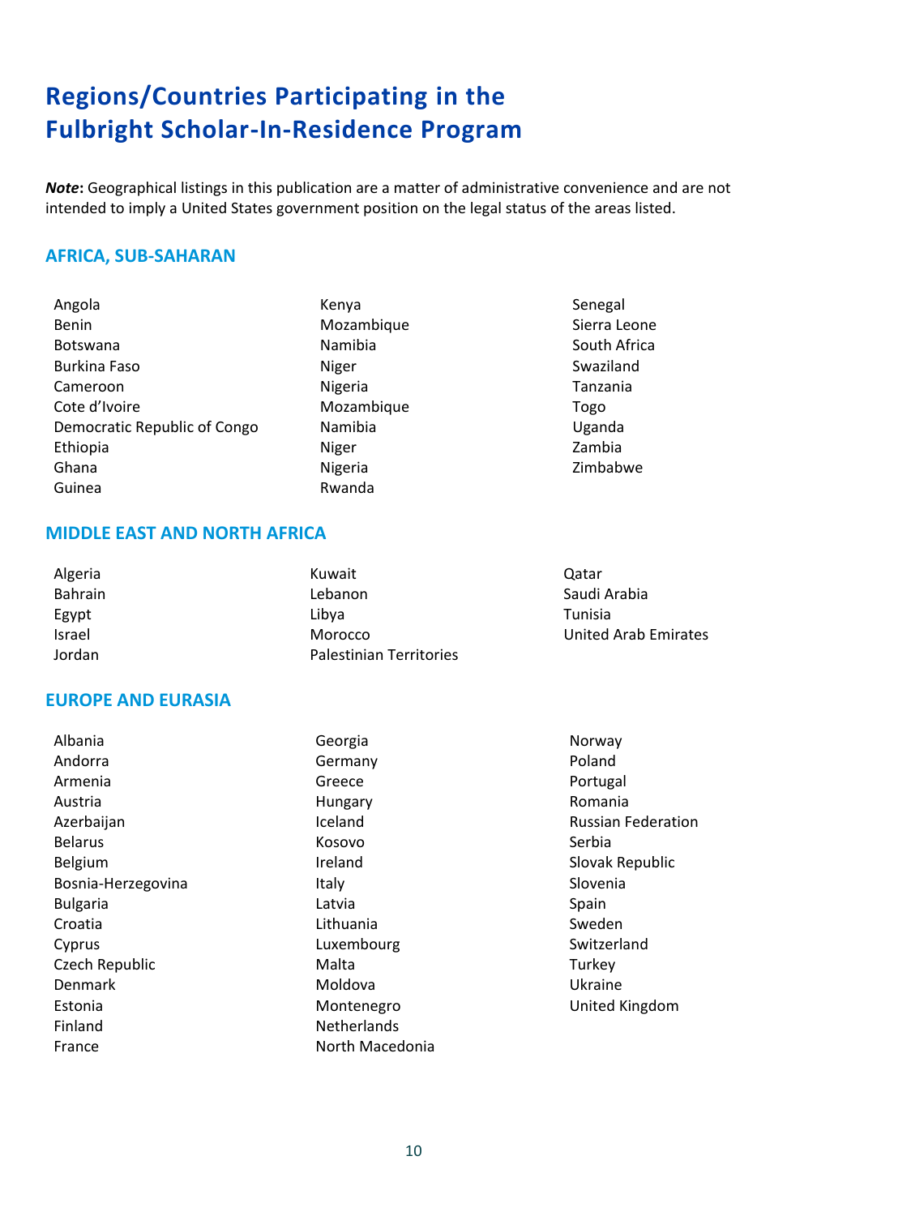# Regions/Countries Participating in the Fulbright Scholar-In-Residence Program

***Note*:** Geographical listings in this publication are a matter of administrative convenience and are not intended to imply a United States government position on the legal status of the areas listed.

## AFRICA, SUB-SAHARAN

- Angola
- Benin
- Botswana
- Burkina Faso
- Cameroon
- Cote d'Ivoire
- Democratic Republic of Congo
- Ethiopia
- Ghana
- Guinea
- Kenya
- Mozambique
- Namibia
- Niger
- Nigeria
- Mozambique
- Namibia
- Niger
- Nigeria
- Rwanda
- Senegal
- Sierra Leone
- South Africa
- Swaziland
- Tanzania
- Togo
- Uganda
- Zambia
- Zimbabwe

## MIDDLE EAST AND NORTH AFRICA

- Algeria
- Bahrain
- Egypt
- Israel
- Jordan
- Kuwait
- Lebanon
- Libya
- Morocco
- Palestinian Territories
- Qatar
- Saudi Arabia
- Tunisia
- United Arab Emirates

## EUROPE AND EURASIA

- Albania
- Andorra
- Armenia
- Austria
- Azerbaijan
- Belarus
- Belgium
- Bosnia-Herzegovina
- Bulgaria
- Croatia
- Cyprus
- Czech Republic
- Denmark
- Estonia
- Finland
- France
- Georgia
- Germany
- Greece
- Hungary
- Iceland
- Kosovo
- Ireland
- Italy
- Latvia
- Lithuania
- Luxembourg
- Malta
- Moldova
- Montenegro
- Netherlands
- North Macedonia
- Norway
- Poland
- Portugal
- Romania
- Russian Federation
- Serbia
- Slovak Republic
- Slovenia
- Spain
- Sweden
- Switzerland
- Turkey
- Ukraine
- United Kingdom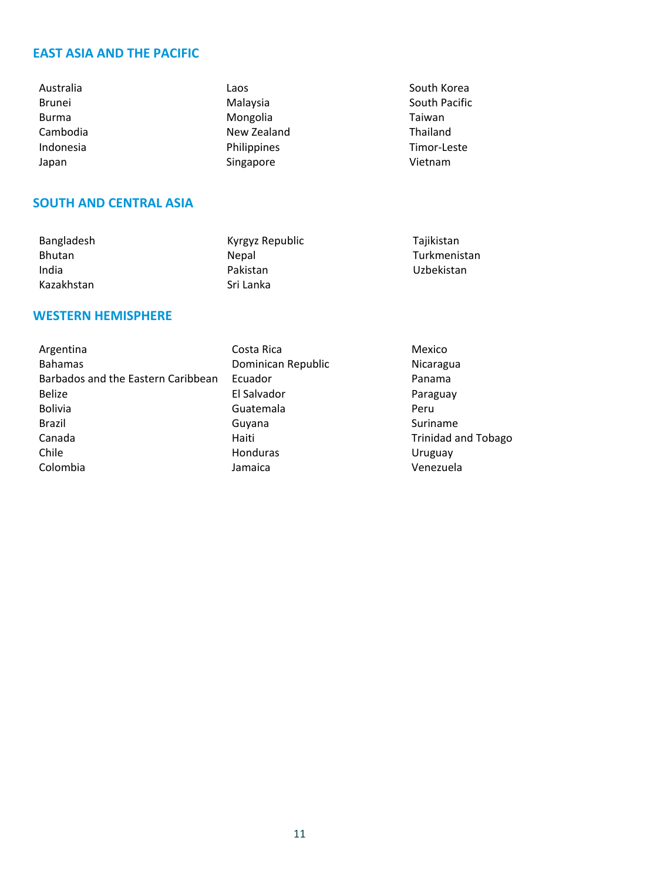## EAST ASIA AND THE PACIFIC

- Australia
- Brunei
- Burma
- Cambodia
- Indonesia
- Japan
- Laos
- Malaysia
- Mongolia
- New Zealand
- Philippines
- Singapore
- South Korea
- South Pacific
- Taiwan
- Thailand
- Timor-Leste
- Vietnam

## SOUTH AND CENTRAL ASIA

- Bangladesh
- Bhutan
- India
- Kazakhstan
- Kyrgyz Republic
- Nepal
- Pakistan
- Sri Lanka
- Tajikistan
- Turkmenistan
- Uzbekistan

## WESTERN HEMISPHERE

- Argentina
- Bahamas
- Barbados and the Eastern Caribbean
- Belize
- Bolivia
- Brazil
- Canada
- Chile
- Colombia
- Costa Rica
- Dominican Republic
- Ecuador
- El Salvador
- Guatemala
- Guyana
- Haiti
- Honduras
- Jamaica
- Mexico
- Nicaragua
- Panama
- Paraguay
- Peru
- Suriname
- Trinidad and Tobago
- Uruguay
- Venezuela